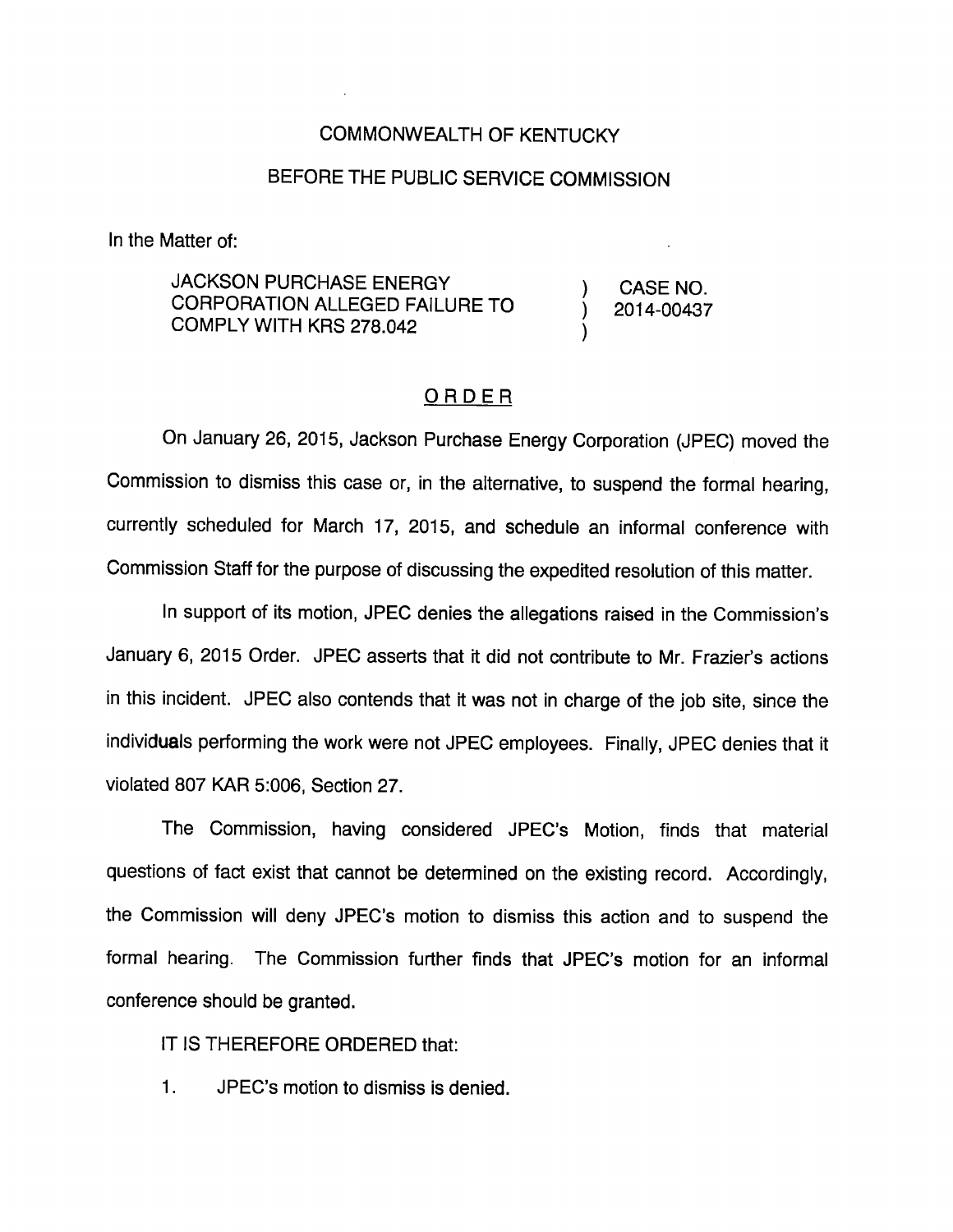COMMONWEALTH OF KENTUCKY

BEFORE THE PUBLIC SERVICE COMMISSION

In the Matter of:

| | | |
|---|---|---|
| JACKSON PURCHASE ENERGY CORPORATION ALLEGED FAILURE TO COMPLY WITH KRS 278.042 | ) ) ) | CASE NO. 2014-00437 |

## ORDER

On January 26, 2015, Jackson Purchase Energy Corporation (JPEC) moved the Commission to dismiss this case or, in the alternative, to suspend the formal hearing, currently scheduled for March 17, 2015, and schedule an informal conference with Commission Staff for the purpose of discussing the expedited resolution of this matter.

In support of its motion, JPEC denies the allegations raised in the Commission's January 6, 2015 Order. JPEC asserts that it did not contribute to Mr. Frazier's actions in this incident. JPEC also contends that it was not in charge of the job site, since the individuals performing the work were not JPEC employees. Finally, JPEC denies that it violated 807 KAR 5:006, Section 27.

The Commission, having considered JPEC's Motion, finds that material questions of fact exist that cannot be determined on the existing record. Accordingly, the Commission will deny JPEC's motion to dismiss this action and to suspend the formal hearing. The Commission further finds that JPEC's motion for an informal conference should be granted.

IT IS THEREFORE ORDERED that:

1. JPEC's motion to dismiss is denied.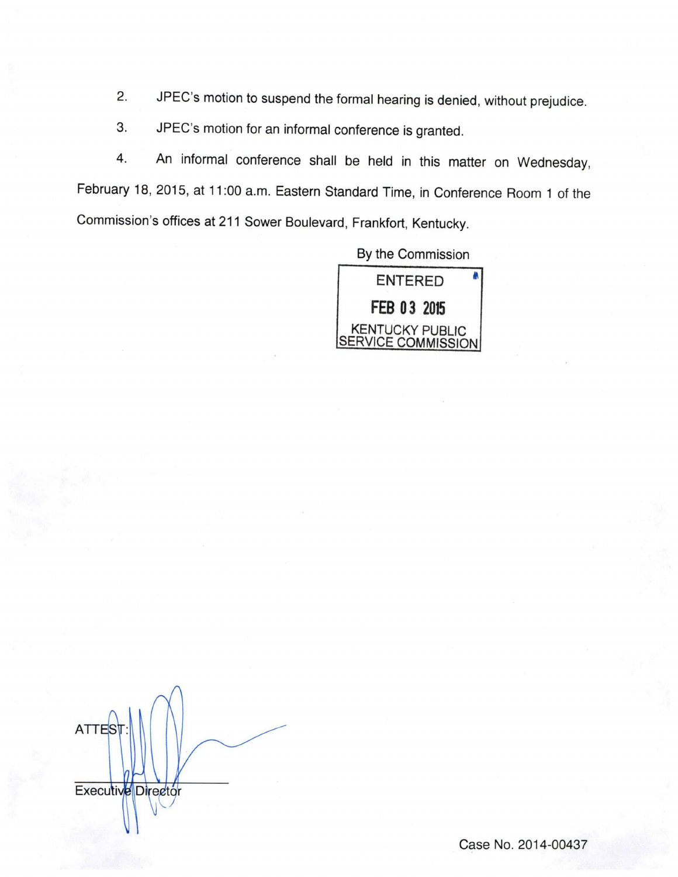2. JPEC's motion to suspend the formal hearing is denied, without prejudice.

3. JPEC's motion for an informal conference is granted.

4. An informal conference shall be held in this matter on Wednesday, February 18, 2015, at 11:00 a.m. Eastern Standard Time, in Conference Room 1 of the Commission's offices at 211 Sower Boulevard, Frankfort, Kentucky.

By the Commission

ENTERED
FEB 03 2015
KENTUCKY PUBLIC SERVICE COMMISSION

ATTEST:

Executive Director

Case No. 2014-00437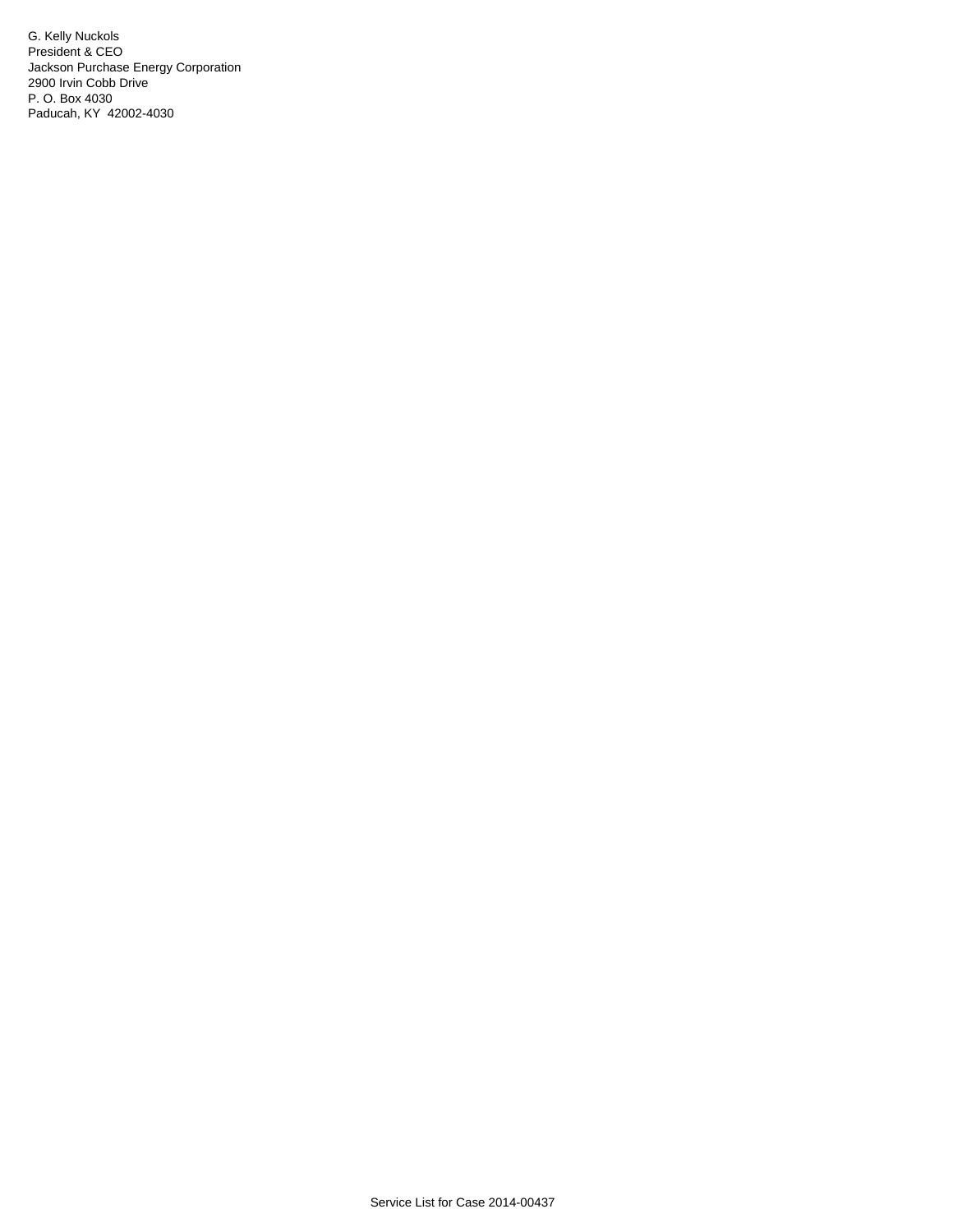G. Kelly Nuckols
President & CEO
Jackson Purchase Energy Corporation
2900 Irvin Cobb Drive
P. O. Box 4030
Paducah, KY  42002-4030